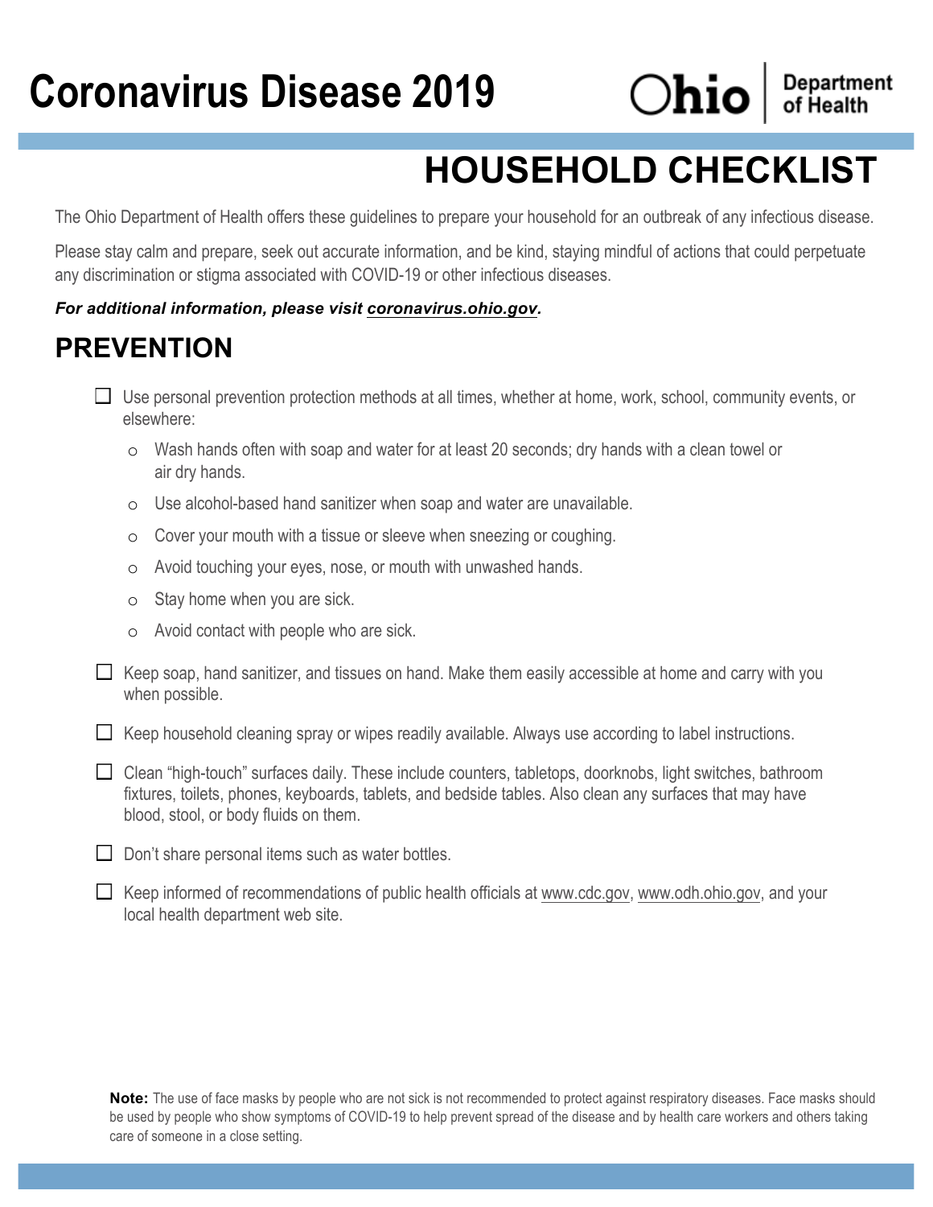# Coronavirus Disease 2019

Ohio | Department of Health

## HOUSEHOLD CHECKLIST

The Ohio Department of Health offers these guidelines to prepare your household for an outbreak of any infectious disease.

Please stay calm and prepare, seek out accurate information, and be kind, staying mindful of actions that could perpetuate any discrimination or stigma associated with COVID-19 or other infectious diseases.

***For additional information, please visit coronavirus.ohio.gov.***

## PREVENTION

- [ ] Use personal prevention protection methods at all times, whether at home, work, school, community events, or elsewhere:
    - Wash hands often with soap and water for at least 20 seconds; dry hands with a clean towel or air dry hands.
    - Use alcohol-based hand sanitizer when soap and water are unavailable.
    - Cover your mouth with a tissue or sleeve when sneezing or coughing.
    - Avoid touching your eyes, nose, or mouth with unwashed hands.
    - Stay home when you are sick.
    - Avoid contact with people who are sick.
- [ ] Keep soap, hand sanitizer, and tissues on hand. Make them easily accessible at home and carry with you when possible.
- [ ] Keep household cleaning spray or wipes readily available. Always use according to label instructions.
- [ ] Clean "high-touch" surfaces daily. These include counters, tabletops, doorknobs, light switches, bathroom fixtures, toilets, phones, keyboards, tablets, and bedside tables. Also clean any surfaces that may have blood, stool, or body fluids on them.
- [ ] Don't share personal items such as water bottles.
- [ ] Keep informed of recommendations of public health officials at www.cdc.gov, www.odh.ohio.gov, and your local health department web site.

**Note:** The use of face masks by people who are not sick is not recommended to protect against respiratory diseases. Face masks should be used by people who show symptoms of COVID-19 to help prevent spread of the disease and by health care workers and others taking care of someone in a close setting.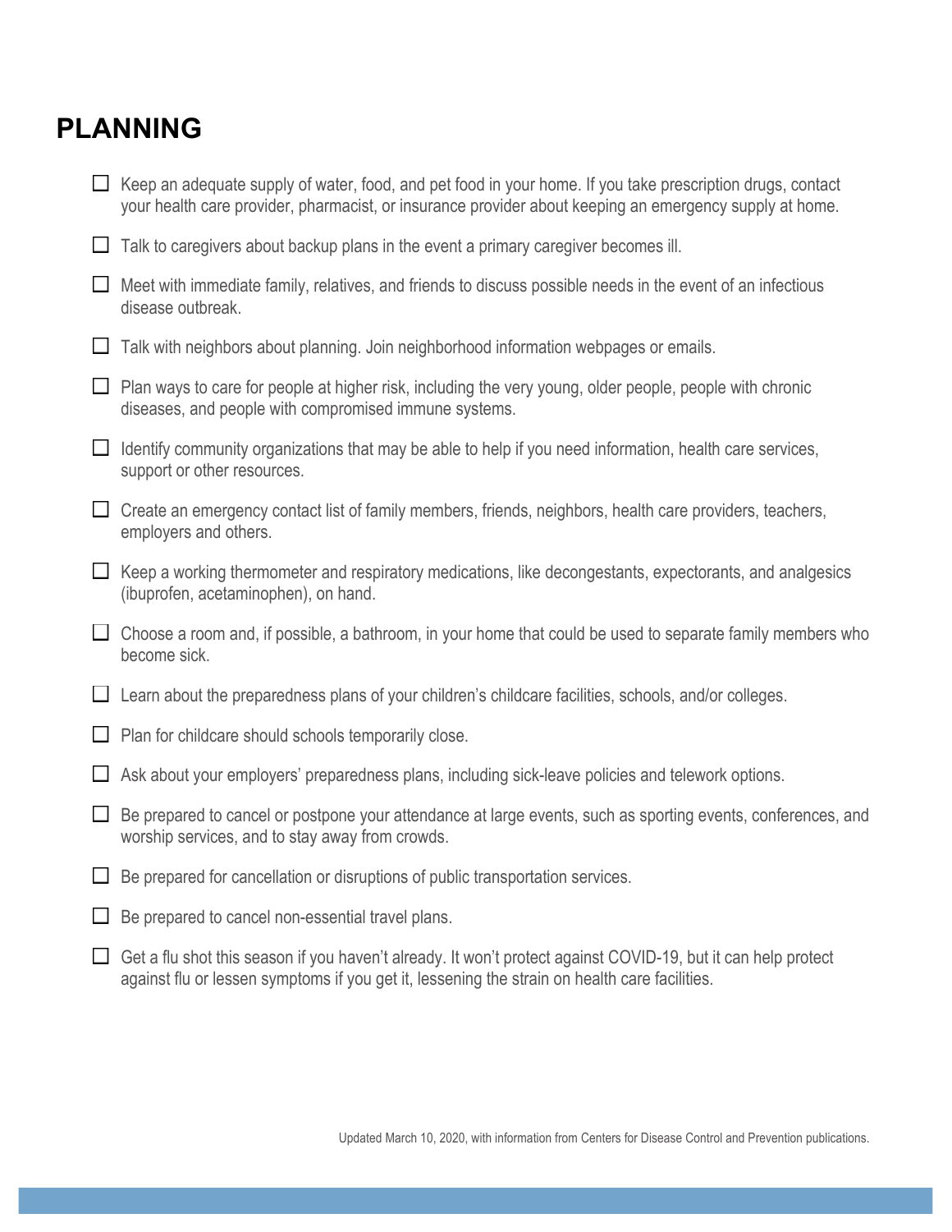## PLANNING

- [ ] Keep an adequate supply of water, food, and pet food in your home. If you take prescription drugs, contact your health care provider, pharmacist, or insurance provider about keeping an emergency supply at home.
- [ ] Talk to caregivers about backup plans in the event a primary caregiver becomes ill.
- [ ] Meet with immediate family, relatives, and friends to discuss possible needs in the event of an infectious disease outbreak.
- [ ] Talk with neighbors about planning. Join neighborhood information webpages or emails.
- [ ] Plan ways to care for people at higher risk, including the very young, older people, people with chronic diseases, and people with compromised immune systems.
- [ ] Identify community organizations that may be able to help if you need information, health care services, support or other resources.
- [ ] Create an emergency contact list of family members, friends, neighbors, health care providers, teachers, employers and others.
- [ ] Keep a working thermometer and respiratory medications, like decongestants, expectorants, and analgesics (ibuprofen, acetaminophen), on hand.
- [ ] Choose a room and, if possible, a bathroom, in your home that could be used to separate family members who become sick.
- [ ] Learn about the preparedness plans of your children's childcare facilities, schools, and/or colleges.
- [ ] Plan for childcare should schools temporarily close.
- [ ] Ask about your employers' preparedness plans, including sick-leave policies and telework options.
- [ ] Be prepared to cancel or postpone your attendance at large events, such as sporting events, conferences, and worship services, and to stay away from crowds.
- [ ] Be prepared for cancellation or disruptions of public transportation services.
- [ ] Be prepared to cancel non-essential travel plans.
- [ ] Get a flu shot this season if you haven't already. It won't protect against COVID-19, but it can help protect against flu or lessen symptoms if you get it, lessening the strain on health care facilities.

Updated March 10, 2020, with information from Centers for Disease Control and Prevention publications.